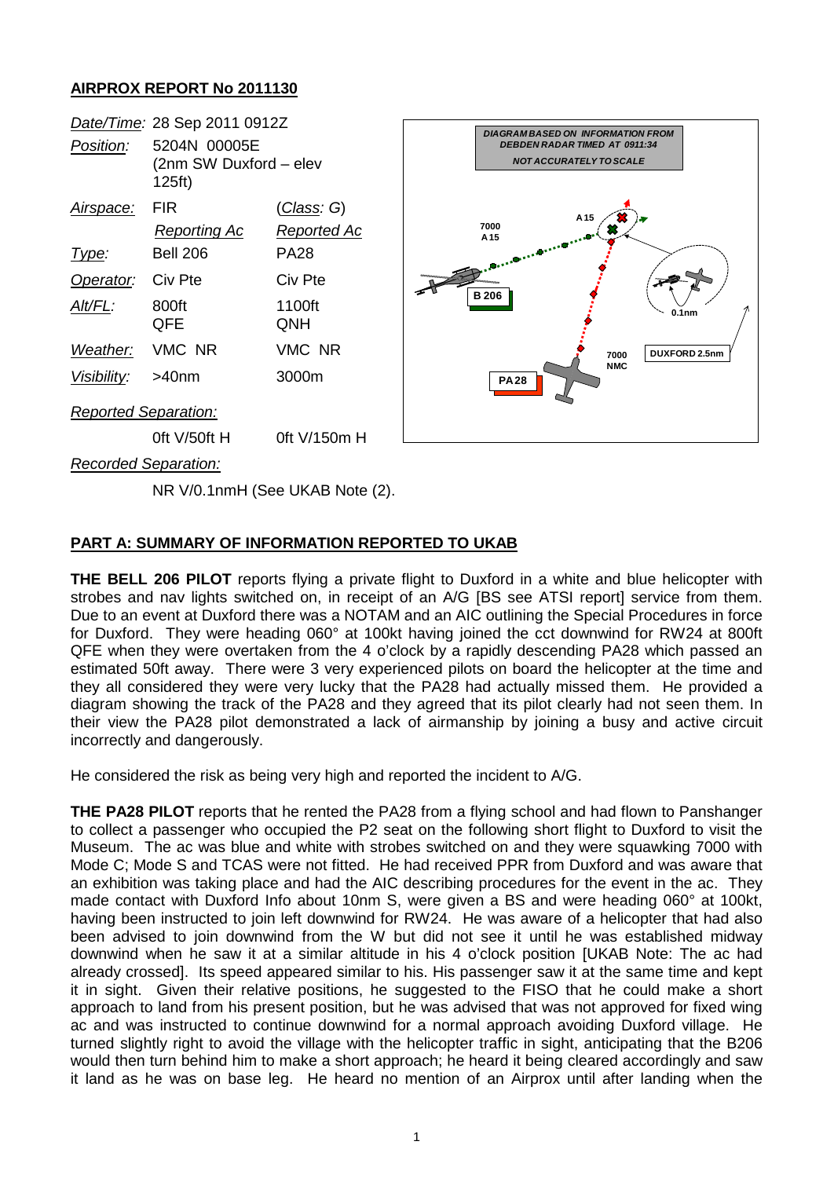## AIRPROX REPORT No 2011130

| | | |
|---|---|---|
| *Date/Time:* | 28 Sep 2011 0912Z | |
| *Position:* | 5204N 00005E (2nm SW Duxford – elev 125ft) | |
| *Airspace:* | FIR | (*Class*: G) |
| | *Reporting Ac* | *Reported Ac* |
| *Type:* | Bell 206 | PA28 |
| *Operator:* | Civ Pte | Civ Pte |
| *Alt/FL:* | 800ft QFE | 1100ft QNH |
| *Weather:* | VMC NR | VMC NR |
| *Visibility:* | >40nm | 3000m |
| *Reported Separation:* | | |
| | 0ft V/50ft H | 0ft V/150m H |
| *Recorded Separation:* | | |
| | NR V/0.1nmH (See UKAB Note (2). | |

DIAGRAM BASED ON INFORMATION FROM DEBDEN RADAR TIMED AT 0911:34
NOT ACCURATELY TO SCALE

### PART A: SUMMARY OF INFORMATION REPORTED TO UKAB

**THE BELL 206 PILOT** reports flying a private flight to Duxford in a white and blue helicopter with strobes and nav lights switched on, in receipt of an A/G [BS see ATSI report] service from them. Due to an event at Duxford there was a NOTAM and an AIC outlining the Special Procedures in force for Duxford. They were heading 060° at 100kt having joined the cct downwind for RW24 at 800ft QFE when they were overtaken from the 4 o'clock by a rapidly descending PA28 which passed an estimated 50ft away. There were 3 very experienced pilots on board the helicopter at the time and they all considered they were very lucky that the PA28 had actually missed them. He provided a diagram showing the track of the PA28 and they agreed that its pilot clearly had not seen them. In their view the PA28 pilot demonstrated a lack of airmanship by joining a busy and active circuit incorrectly and dangerously.

He considered the risk as being very high and reported the incident to A/G.

**THE PA28 PILOT** reports that he rented the PA28 from a flying school and had flown to Panshanger to collect a passenger who occupied the P2 seat on the following short flight to Duxford to visit the Museum. The ac was blue and white with strobes switched on and they were squawking 7000 with Mode C; Mode S and TCAS were not fitted. He had received PPR from Duxford and was aware that an exhibition was taking place and had the AIC describing procedures for the event in the ac. They made contact with Duxford Info about 10nm S, were given a BS and were heading 060° at 100kt, having been instructed to join left downwind for RW24. He was aware of a helicopter that had also been advised to join downwind from the W but did not see it until he was established midway downwind when he saw it at a similar altitude in his 4 o'clock position [UKAB Note: The ac had already crossed]. Its speed appeared similar to his. His passenger saw it at the same time and kept it in sight. Given their relative positions, he suggested to the FISO that he could make a short approach to land from his present position, but he was advised that was not approved for fixed wing ac and was instructed to continue downwind for a normal approach avoiding Duxford village. He turned slightly right to avoid the village with the helicopter traffic in sight, anticipating that the B206 would then turn behind him to make a short approach; he heard it being cleared accordingly and saw it land as he was on base leg. He heard no mention of an Airprox until after landing when the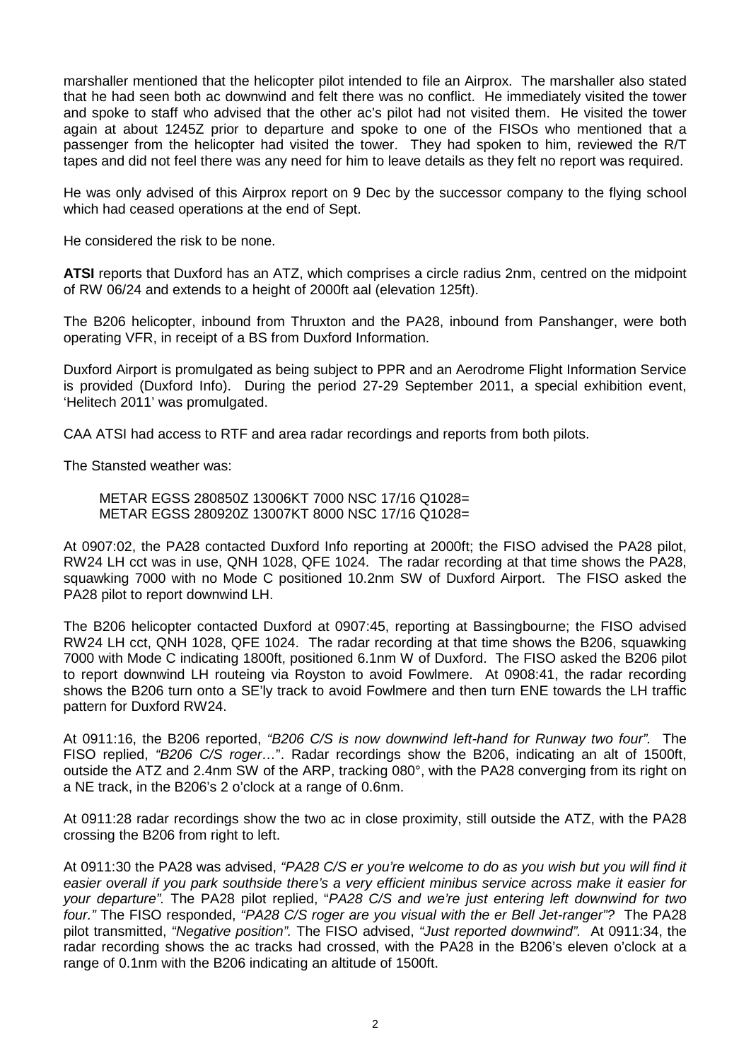marshaller mentioned that the helicopter pilot intended to file an Airprox. The marshaller also stated that he had seen both ac downwind and felt there was no conflict. He immediately visited the tower and spoke to staff who advised that the other ac's pilot had not visited them. He visited the tower again at about 1245Z prior to departure and spoke to one of the FISOs who mentioned that a passenger from the helicopter had visited the tower. They had spoken to him, reviewed the R/T tapes and did not feel there was any need for him to leave details as they felt no report was required.

He was only advised of this Airprox report on 9 Dec by the successor company to the flying school which had ceased operations at the end of Sept.

He considered the risk to be none.

**ATSI** reports that Duxford has an ATZ, which comprises a circle radius 2nm, centred on the midpoint of RW 06/24 and extends to a height of 2000ft aal (elevation 125ft).

The B206 helicopter, inbound from Thruxton and the PA28, inbound from Panshanger, were both operating VFR, in receipt of a BS from Duxford Information.

Duxford Airport is promulgated as being subject to PPR and an Aerodrome Flight Information Service is provided (Duxford Info). During the period 27-29 September 2011, a special exhibition event, 'Helitech 2011' was promulgated.

CAA ATSI had access to RTF and area radar recordings and reports from both pilots.

The Stansted weather was:

METAR EGSS 280850Z 13006KT 7000 NSC 17/16 Q1028=
METAR EGSS 280920Z 13007KT 8000 NSC 17/16 Q1028=

At 0907:02, the PA28 contacted Duxford Info reporting at 2000ft; the FISO advised the PA28 pilot, RW24 LH cct was in use, QNH 1028, QFE 1024. The radar recording at that time shows the PA28, squawking 7000 with no Mode C positioned 10.2nm SW of Duxford Airport. The FISO asked the PA28 pilot to report downwind LH.

The B206 helicopter contacted Duxford at 0907:45, reporting at Bassingbourne; the FISO advised RW24 LH cct, QNH 1028, QFE 1024. The radar recording at that time shows the B206, squawking 7000 with Mode C indicating 1800ft, positioned 6.1nm W of Duxford. The FISO asked the B206 pilot to report downwind LH routeing via Royston to avoid Fowlmere. At 0908:41, the radar recording shows the B206 turn onto a SE'ly track to avoid Fowlmere and then turn ENE towards the LH traffic pattern for Duxford RW24.

At 0911:16, the B206 reported, *"B206 C/S is now downwind left-hand for Runway two four".* The FISO replied, *"B206 C/S roger…"*. Radar recordings show the B206, indicating an alt of 1500ft, outside the ATZ and 2.4nm SW of the ARP, tracking 080°, with the PA28 converging from its right on a NE track, in the B206's 2 o'clock at a range of 0.6nm.

At 0911:28 radar recordings show the two ac in close proximity, still outside the ATZ, with the PA28 crossing the B206 from right to left.

At 0911:30 the PA28 was advised, *"PA28 C/S er you're welcome to do as you wish but you will find it easier overall if you park southside there's a very efficient minibus service across make it easier for your departure".* The PA28 pilot replied, "*PA28 C/S and we're just entering left downwind for two four."* The FISO responded, *"PA28 C/S roger are you visual with the er Bell Jet-ranger"?* The PA28 pilot transmitted, *"Negative position".* The FISO advised, *"Just reported downwind".* At 0911:34, the radar recording shows the ac tracks had crossed, with the PA28 in the B206's eleven o'clock at a range of 0.1nm with the B206 indicating an altitude of 1500ft.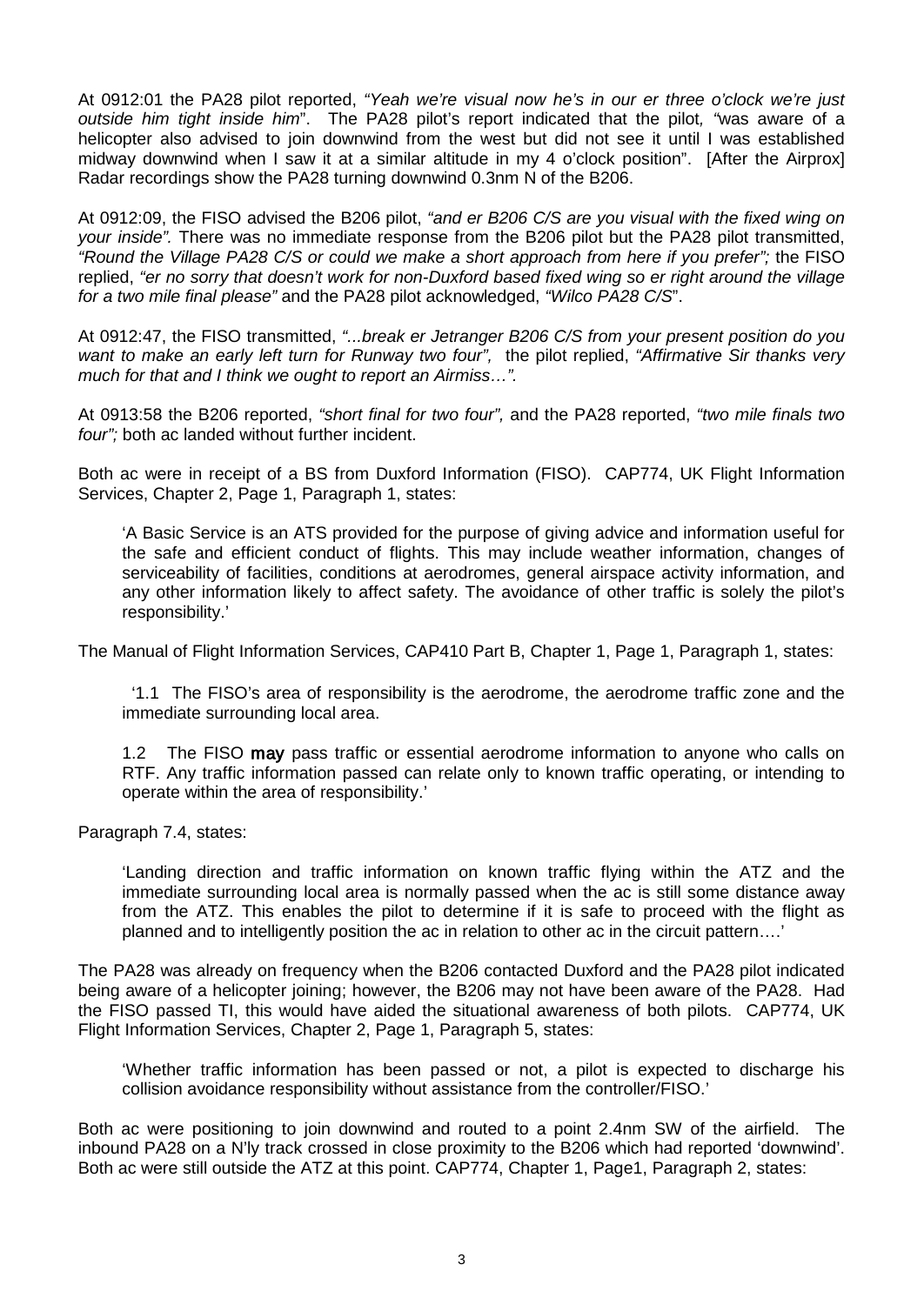At 0912:01 the PA28 pilot reported, *"Yeah we're visual now he's in our er three o'clock we're just outside him tight inside him*". The PA28 pilot's report indicated that the pilot*, "*was aware of a helicopter also advised to join downwind from the west but did not see it until I was established midway downwind when I saw it at a similar altitude in my 4 o'clock position". [After the Airprox] Radar recordings show the PA28 turning downwind 0.3nm N of the B206.

At 0912:09, the FISO advised the B206 pilot, *"and er B206 C/S are you visual with the fixed wing on your inside".* There was no immediate response from the B206 pilot but the PA28 pilot transmitted, *"Round the Village PA28 C/S or could we make a short approach from here if you prefer";* the FISO replied, *"er no sorry that doesn't work for non-Duxford based fixed wing so er right around the village for a two mile final please"* and the PA28 pilot acknowledged, *"Wilco PA28 C/S*".

At 0912:47, the FISO transmitted, *"...break er Jetranger B206 C/S from your present position do you want to make an early left turn for Runway two four",* the pilot replied, *"Affirmative Sir thanks very much for that and I think we ought to report an Airmiss…".*

At 0913:58 the B206 reported, *"short final for two four",* and the PA28 reported, *"two mile finals two four";* both ac landed without further incident.

Both ac were in receipt of a BS from Duxford Information (FISO). CAP774, UK Flight Information Services, Chapter 2, Page 1, Paragraph 1, states:

> 'A Basic Service is an ATS provided for the purpose of giving advice and information useful for the safe and efficient conduct of flights. This may include weather information, changes of serviceability of facilities, conditions at aerodromes, general airspace activity information, and any other information likely to affect safety. The avoidance of other traffic is solely the pilot's responsibility.'

The Manual of Flight Information Services, CAP410 Part B, Chapter 1, Page 1, Paragraph 1, states:

> '1.1 The FISO's area of responsibility is the aerodrome, the aerodrome traffic zone and the immediate surrounding local area.
>
> 1.2 The FISO **may** pass traffic or essential aerodrome information to anyone who calls on RTF. Any traffic information passed can relate only to known traffic operating, or intending to operate within the area of responsibility.'

Paragraph 7.4, states:

> 'Landing direction and traffic information on known traffic flying within the ATZ and the immediate surrounding local area is normally passed when the ac is still some distance away from the ATZ. This enables the pilot to determine if it is safe to proceed with the flight as planned and to intelligently position the ac in relation to other ac in the circuit pattern….'

The PA28 was already on frequency when the B206 contacted Duxford and the PA28 pilot indicated being aware of a helicopter joining; however, the B206 may not have been aware of the PA28. Had the FISO passed TI, this would have aided the situational awareness of both pilots. CAP774, UK Flight Information Services, Chapter 2, Page 1, Paragraph 5, states:

> 'Whether traffic information has been passed or not, a pilot is expected to discharge his collision avoidance responsibility without assistance from the controller/FISO.'

Both ac were positioning to join downwind and routed to a point 2.4nm SW of the airfield. The inbound PA28 on a N'ly track crossed in close proximity to the B206 which had reported 'downwind'. Both ac were still outside the ATZ at this point. CAP774, Chapter 1, Page1, Paragraph 2, states: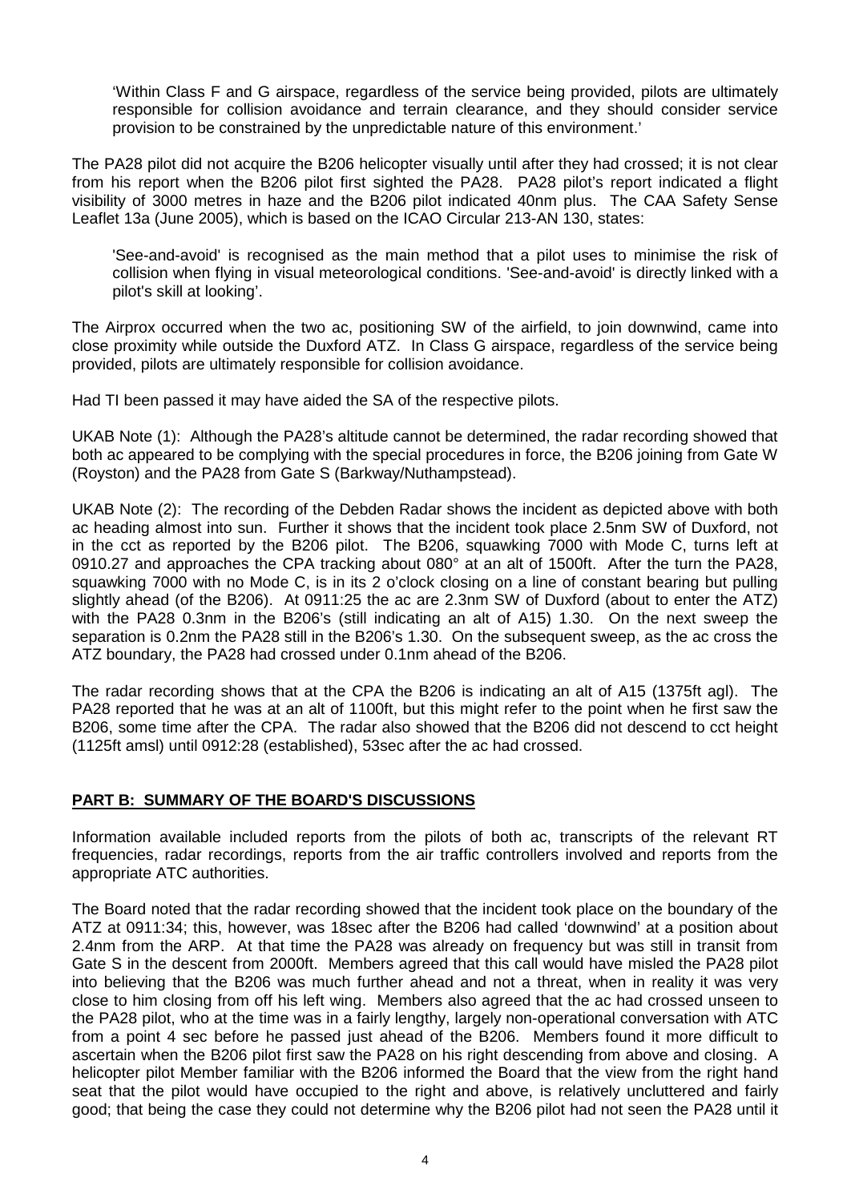> 'Within Class F and G airspace, regardless of the service being provided, pilots are ultimately responsible for collision avoidance and terrain clearance, and they should consider service provision to be constrained by the unpredictable nature of this environment.'

The PA28 pilot did not acquire the B206 helicopter visually until after they had crossed; it is not clear from his report when the B206 pilot first sighted the PA28. PA28 pilot's report indicated a flight visibility of 3000 metres in haze and the B206 pilot indicated 40nm plus. The CAA Safety Sense Leaflet 13a (June 2005), which is based on the ICAO Circular 213-AN 130, states:

> 'See-and-avoid' is recognised as the main method that a pilot uses to minimise the risk of collision when flying in visual meteorological conditions. 'See-and-avoid' is directly linked with a pilot's skill at looking'.

The Airprox occurred when the two ac, positioning SW of the airfield, to join downwind, came into close proximity while outside the Duxford ATZ. In Class G airspace, regardless of the service being provided, pilots are ultimately responsible for collision avoidance.

Had TI been passed it may have aided the SA of the respective pilots.

UKAB Note (1): Although the PA28's altitude cannot be determined, the radar recording showed that both ac appeared to be complying with the special procedures in force, the B206 joining from Gate W (Royston) and the PA28 from Gate S (Barkway/Nuthampstead).

UKAB Note (2): The recording of the Debden Radar shows the incident as depicted above with both ac heading almost into sun. Further it shows that the incident took place 2.5nm SW of Duxford, not in the cct as reported by the B206 pilot. The B206, squawking 7000 with Mode C, turns left at 0910.27 and approaches the CPA tracking about 080° at an alt of 1500ft. After the turn the PA28, squawking 7000 with no Mode C, is in its 2 o'clock closing on a line of constant bearing but pulling slightly ahead (of the B206). At 0911:25 the ac are 2.3nm SW of Duxford (about to enter the ATZ) with the PA28 0.3nm in the B206's (still indicating an alt of A15) 1.30. On the next sweep the separation is 0.2nm the PA28 still in the B206's 1.30. On the subsequent sweep, as the ac cross the ATZ boundary, the PA28 had crossed under 0.1nm ahead of the B206.

The radar recording shows that at the CPA the B206 is indicating an alt of A15 (1375ft agl). The PA28 reported that he was at an alt of 1100ft, but this might refer to the point when he first saw the B206, some time after the CPA. The radar also showed that the B206 did not descend to cct height (1125ft amsl) until 0912:28 (established), 53sec after the ac had crossed.

## PART B: SUMMARY OF THE BOARD'S DISCUSSIONS

Information available included reports from the pilots of both ac, transcripts of the relevant RT frequencies, radar recordings, reports from the air traffic controllers involved and reports from the appropriate ATC authorities.

The Board noted that the radar recording showed that the incident took place on the boundary of the ATZ at 0911:34; this, however, was 18sec after the B206 had called 'downwind' at a position about 2.4nm from the ARP. At that time the PA28 was already on frequency but was still in transit from Gate S in the descent from 2000ft. Members agreed that this call would have misled the PA28 pilot into believing that the B206 was much further ahead and not a threat, when in reality it was very close to him closing from off his left wing. Members also agreed that the ac had crossed unseen to the PA28 pilot, who at the time was in a fairly lengthy, largely non-operational conversation with ATC from a point 4 sec before he passed just ahead of the B206. Members found it more difficult to ascertain when the B206 pilot first saw the PA28 on his right descending from above and closing. A helicopter pilot Member familiar with the B206 informed the Board that the view from the right hand seat that the pilot would have occupied to the right and above, is relatively uncluttered and fairly good; that being the case they could not determine why the B206 pilot had not seen the PA28 until it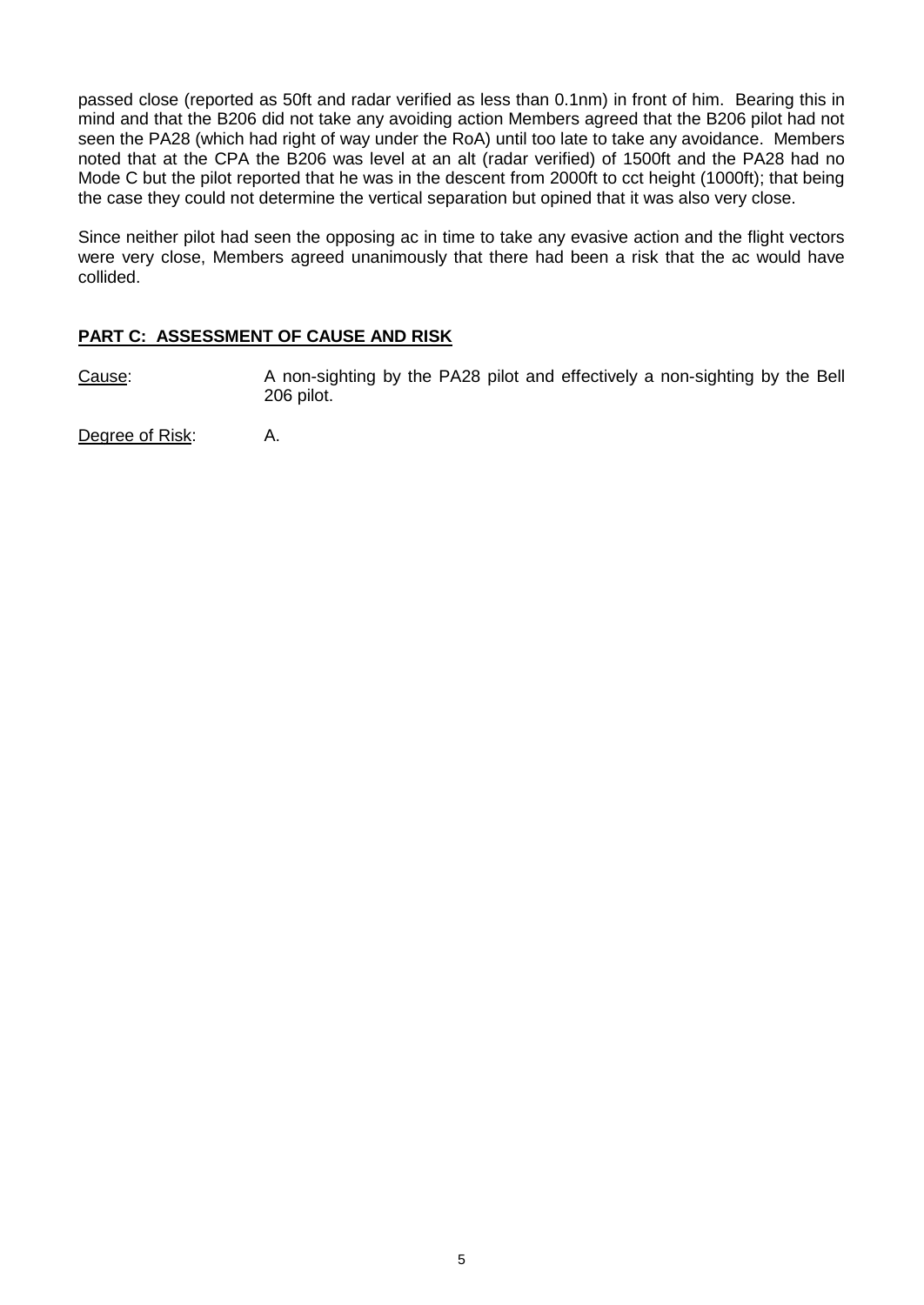passed close (reported as 50ft and radar verified as less than 0.1nm) in front of him. Bearing this in mind and that the B206 did not take any avoiding action Members agreed that the B206 pilot had not seen the PA28 (which had right of way under the RoA) until too late to take any avoidance. Members noted that at the CPA the B206 was level at an alt (radar verified) of 1500ft and the PA28 had no Mode C but the pilot reported that he was in the descent from 2000ft to cct height (1000ft); that being the case they could not determine the vertical separation but opined that it was also very close.

Since neither pilot had seen the opposing ac in time to take any evasive action and the flight vectors were very close, Members agreed unanimously that there had been a risk that the ac would have collided.

## PART C: ASSESSMENT OF CAUSE AND RISK

Cause: A non-sighting by the PA28 pilot and effectively a non-sighting by the Bell 206 pilot.

Degree of Risk: A.